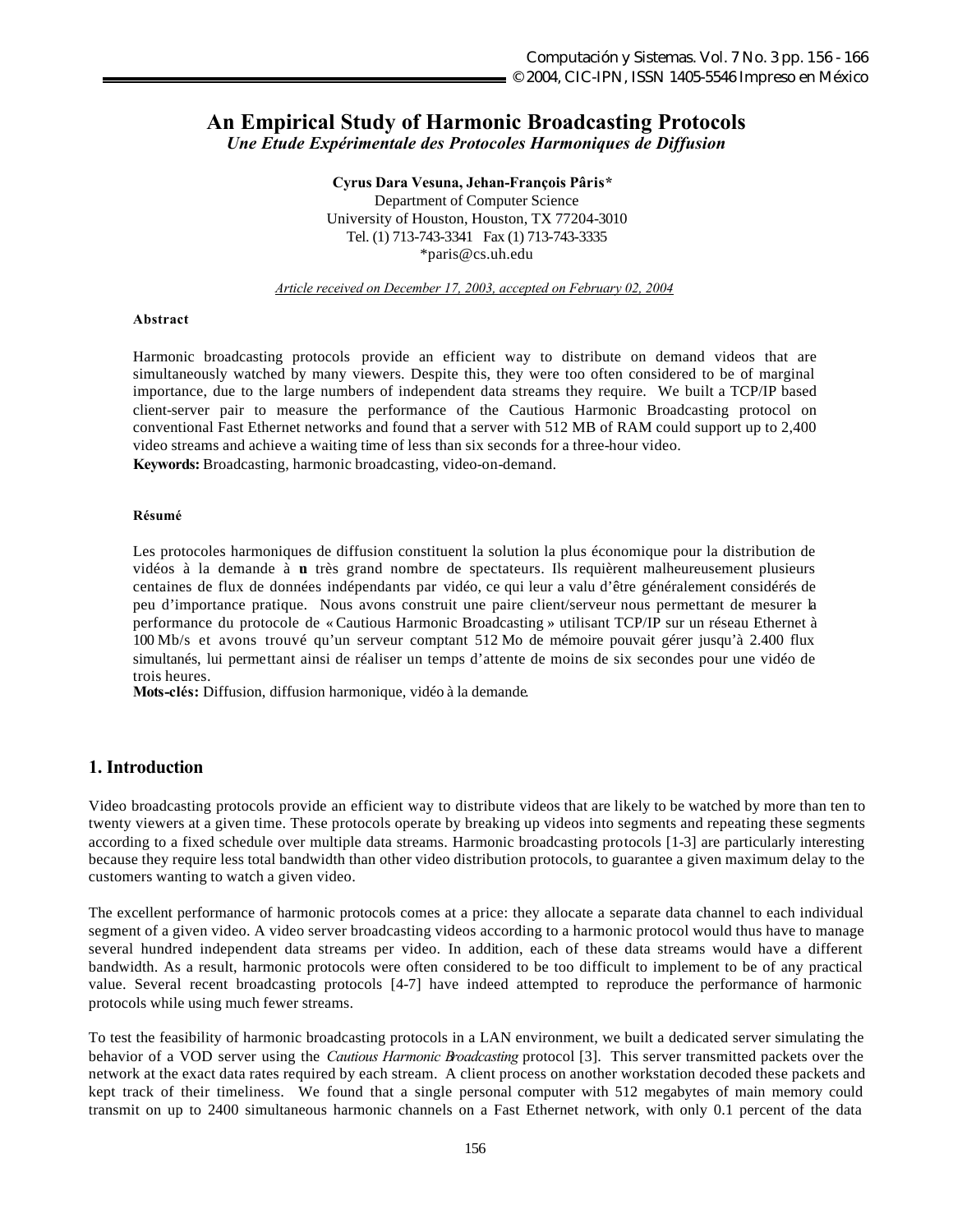# An Empirical Study of Harmonic Broadcasting Protocols

*Une Etude Expérimentale des Protocoles Harmoniques de Diffusion*

**Cyrus Dara Vesuna, Jehan-François Pâris***
Department of Computer Science
University of Houston, Houston, TX 77204-3010
Tel. (1) 713-743-3341 Fax (1) 713-743-3335
*paris@cs.uh.edu

*Article received on December 17, 2003, accepted on February 02, 2004*

**Abstract**

Harmonic broadcasting protocols provide an efficient way to distribute on demand videos that are simultaneously watched by many viewers. Despite this, they were too often considered to be of marginal importance, due to the large numbers of independent data streams they require. We built a TCP/IP based client-server pair to measure the performance of the Cautious Harmonic Broadcasting protocol on conventional Fast Ethernet networks and found that a server with 512 MB of RAM could support up to 2,400 video streams and achieve a waiting time of less than six seconds for a three-hour video.

**Keywords:** Broadcasting, harmonic broadcasting, video-on-demand.

**Résumé**

Les protocoles harmoniques de diffusion constituent la solution la plus économique pour la distribution de vidéos à la demande à un très grand nombre de spectateurs. Ils requièrent malheureusement plusieurs centaines de flux de données indépendants par vidéo, ce qui leur a valu d'être généralement considérés de peu d'importance pratique. Nous avons construit une paire client/serveur nous permettant de mesurer la performance du protocole de « Cautious Harmonic Broadcasting » utilisant TCP/IP sur un réseau Ethernet à 100 Mb/s et avons trouvé qu'un serveur comptant 512 Mo de mémoire pouvait gérer jusqu'à 2.400 flux simultanés, lui permettant ainsi de réaliser un temps d'attente de moins de six secondes pour une vidéo de trois heures.

**Mots-clés:** Diffusion, diffusion harmonique, vidéo à la demande.

## 1. Introduction

Video broadcasting protocols provide an efficient way to distribute videos that are likely to be watched by more than ten to twenty viewers at a given time. These protocols operate by breaking up videos into segments and repeating these segments according to a fixed schedule over multiple data streams. Harmonic broadcasting protocols [1-3] are particularly interesting because they require less total bandwidth than other video distribution protocols, to guarantee a given maximum delay to the customers wanting to watch a given video.

The excellent performance of harmonic protocols comes at a price: they allocate a separate data channel to each individual segment of a given video. A video server broadcasting videos according to a harmonic protocol would thus have to manage several hundred independent data streams per video. In addition, each of these data streams would have a different bandwidth. As a result, harmonic protocols were often considered to be too difficult to implement to be of any practical value. Several recent broadcasting protocols [4-7] have indeed attempted to reproduce the performance of harmonic protocols while using much fewer streams.

To test the feasibility of harmonic broadcasting protocols in a LAN environment, we built a dedicated server simulating the behavior of a VOD server using the *Cautious Harmonic Broadcasting* protocol [3]. This server transmitted packets over the network at the exact data rates required by each stream. A client process on another workstation decoded these packets and kept track of their timeliness. We found that a single personal computer with 512 megabytes of main memory could transmit on up to 2400 simultaneous harmonic channels on a Fast Ethernet network, with only 0.1 percent of the data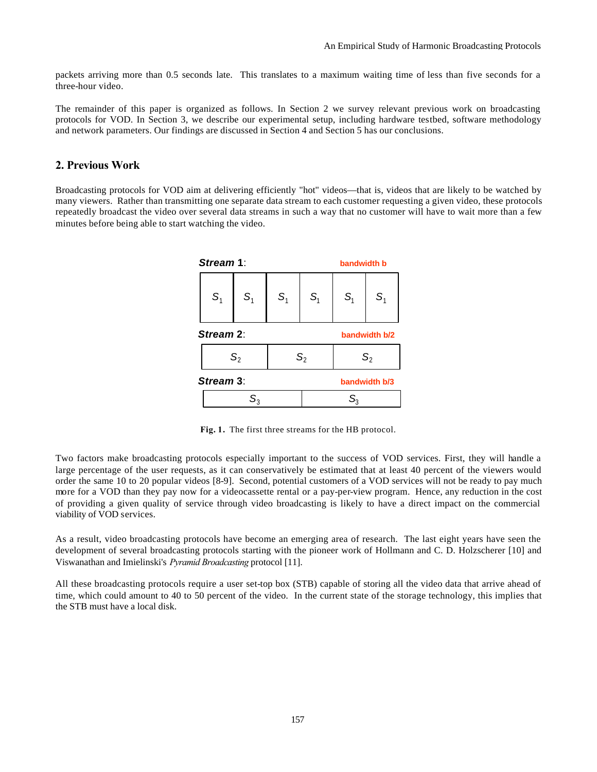packets arriving more than 0.5 seconds late. This translates to a maximum waiting time of less than five seconds for a three-hour video.

The remainder of this paper is organized as follows. In Section 2 we survey relevant previous work on broadcasting protocols for VOD. In Section 3, we describe our experimental setup, including hardware testbed, software methodology and network parameters. Our findings are discussed in Section 4 and Section 5 has our conclusions.

## 2. Previous Work

Broadcasting protocols for VOD aim at delivering efficiently "hot" videos—that is, videos that are likely to be watched by many viewers. Rather than transmitting one separate data stream to each customer requesting a given video, these protocols repeatedly broadcast the video over several data streams in such a way that no customer will have to wait more than a few minutes before being able to start watching the video.

**Stream 1**: bandwidth b

| $S_1$ | $S_1$ | $S_1$ | $S_1$ | $S_1$ | $S_1$ |
|---|---|---|---|---|---|

**Stream 2**: bandwidth b/2

| $S_2$ | $S_2$ | $S_2$ |
|---|---|---|

**Stream 3**: bandwidth b/3

| $S_3$ | $S_3$ |
|---|---|

**Fig. 1.** The first three streams for the HB protocol.

Two factors make broadcasting protocols especially important to the success of VOD services. First, they will handle a large percentage of the user requests, as it can conservatively be estimated that at least 40 percent of the viewers would order the same 10 to 20 popular videos [8-9]. Second, potential customers of a VOD services will not be ready to pay much more for a VOD than they pay now for a videocassette rental or a pay-per-view program. Hence, any reduction in the cost of providing a given quality of service through video broadcasting is likely to have a direct impact on the commercial viability of VOD services.

As a result, video broadcasting protocols have become an emerging area of research. The last eight years have seen the development of several broadcasting protocols starting with the pioneer work of Hollmann and C. D. Holzscherer [10] and Viswanathan and Imielinski's *Pyramid Broadcasting* protocol [11].

All these broadcasting protocols require a user set-top box (STB) capable of storing all the video data that arrive ahead of time, which could amount to 40 to 50 percent of the video. In the current state of the storage technology, this implies that the STB must have a local disk.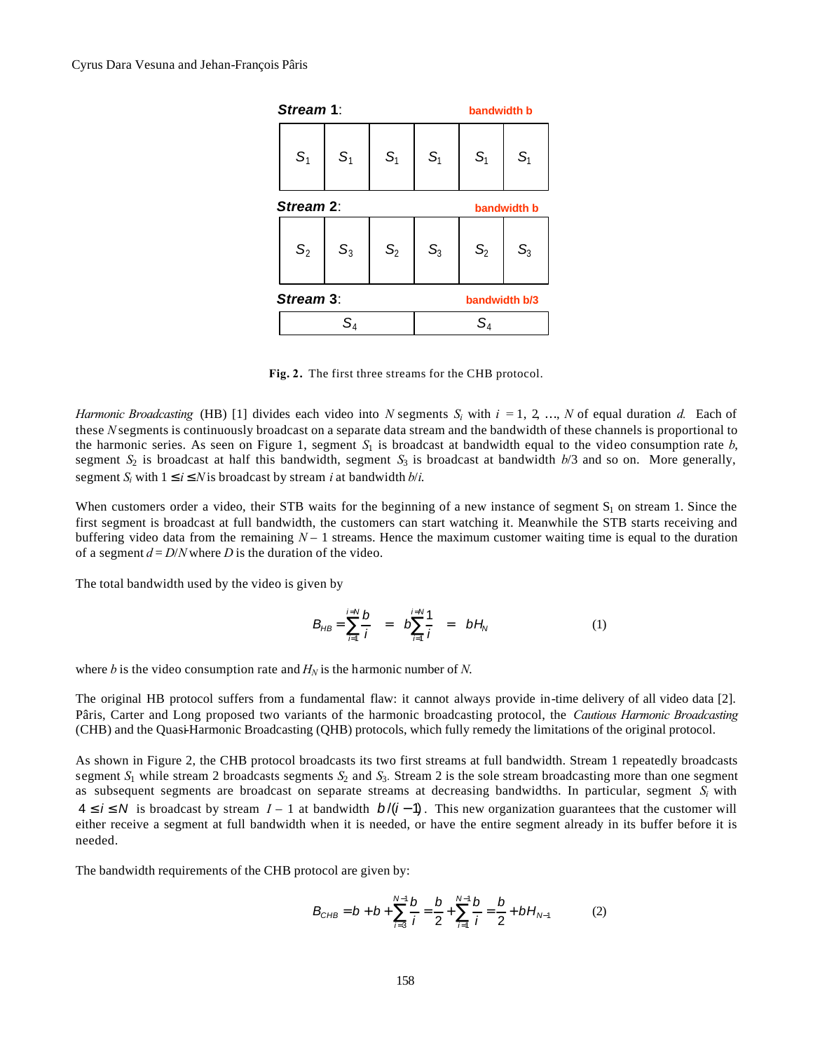| Stream 1: | | | | | bandwidth b |
|---|---|---|---|---|---|
| $S_1$ | $S_1$ | $S_1$ | $S_1$ | $S_1$ | $S_1$ |

| Stream 2: | | | | | bandwidth b |
|---|---|---|---|---|---|
| $S_2$ | $S_3$ | $S_2$ | $S_3$ | $S_2$ | $S_3$ |

| Stream 3: | bandwidth b/3 |
|---|---|
| $S_4$ | $S_4$ |

**Fig. 2.** The first three streams for the CHB protocol.

*Harmonic Broadcasting* (HB) [1] divides each video into $N$ segments $S_i$ with $i = 1, 2, \ldots, N$ of equal duration $d$. Each of these $N$ segments is continuously broadcast on a separate data stream and the bandwidth of these channels is proportional to the harmonic series. As seen on Figure 1, segment $S_1$ is broadcast at bandwidth equal to the video consumption rate $b$, segment $S_2$ is broadcast at half this bandwidth, segment $S_3$ is broadcast at bandwidth $b/3$ and so on. More generally, segment $S_i$ with $1 \le i \le N$ is broadcast by stream $i$ at bandwidth $b/i$.

When customers order a video, their STB waits for the beginning of a new instance of segment $S_1$ on stream 1. Since the first segment is broadcast at full bandwidth, the customers can start watching it. Meanwhile the STB starts receiving and buffering video data from the remaining $N - 1$ streams. Hence the maximum customer waiting time is equal to the duration of a segment $d = D/N$ where $D$ is the duration of the video.

The total bandwidth used by the video is given by

$$B_{HB} = \sum_{i=1}^{i=N} \frac{b}{i} = b \sum_{i=1}^{i=N} \frac{1}{i} = bH_N \qquad (1)$$

where $b$ is the video consumption rate and $H_N$ is the harmonic number of $N$.

The original HB protocol suffers from a fundamental flaw: it cannot always provide in-time delivery of all video data [2]. Pâris, Carter and Long proposed two variants of the harmonic broadcasting protocol, the *Cautious Harmonic Broadcasting* (CHB) and the Quasi-Harmonic Broadcasting (QHB) protocols, which fully remedy the limitations of the original protocol.

As shown in Figure 2, the CHB protocol broadcasts its two first streams at full bandwidth. Stream 1 repeatedly broadcasts segment $S_1$ while stream 2 broadcasts segments $S_2$ and $S_3$. Stream 2 is the sole stream broadcasting more than one segment as subsequent segments are broadcast on separate streams at decreasing bandwidths. In particular, segment $S_i$ with $4 \le i \le N$ is broadcast by stream $I - 1$ at bandwidth $b/(i-1)$. This new organization guarantees that the customer will either receive a segment at full bandwidth when it is needed, or have the entire segment already in its buffer before it is needed.

The bandwidth requirements of the CHB protocol are given by:

$$B_{CHB} = b + b + \sum_{i=3}^{N-1} \frac{b}{i} = \frac{b}{2} + \sum_{i=1}^{N-1} \frac{b}{i} = \frac{b}{2} + bH_{N-1} \qquad (2)$$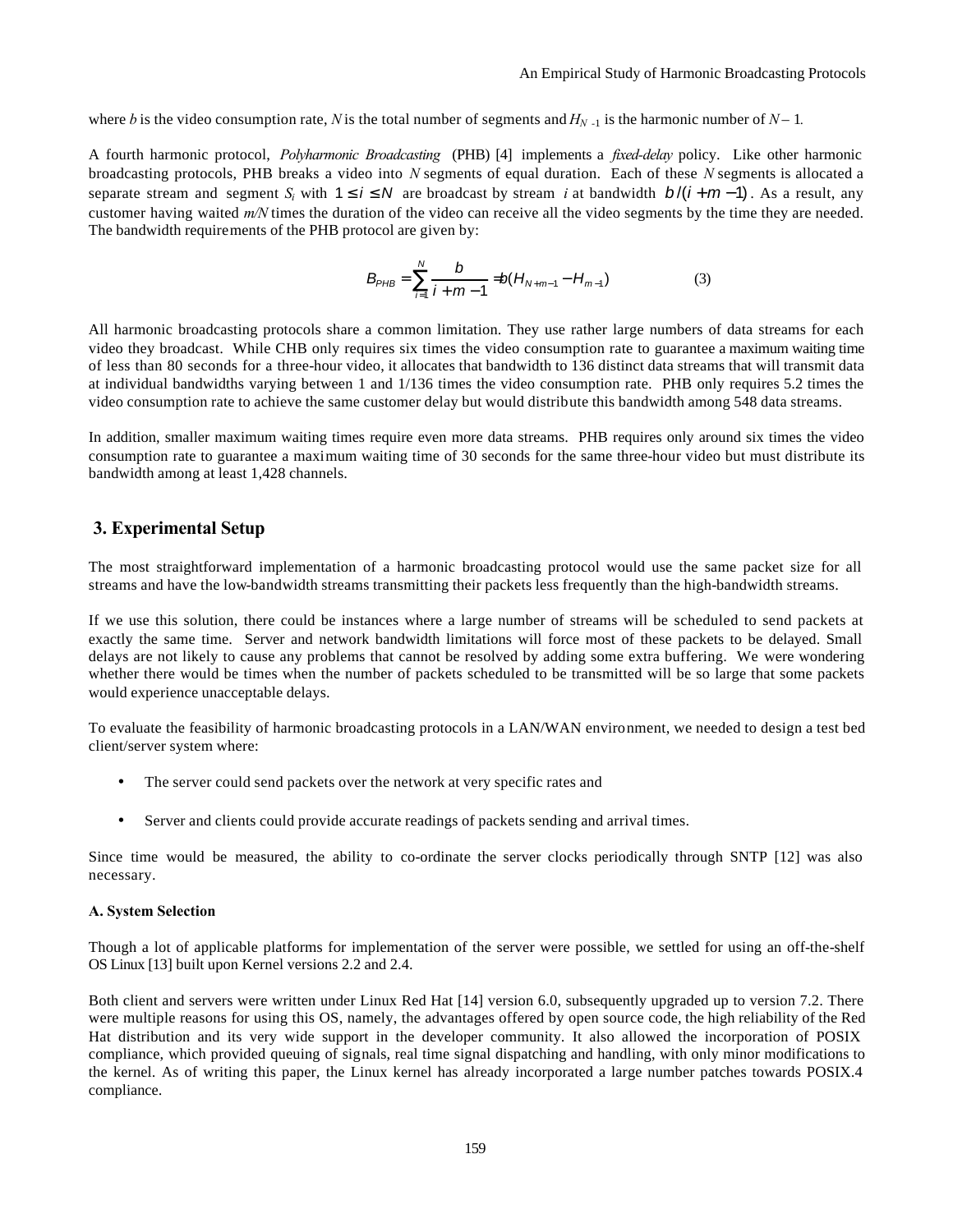where $b$ is the video consumption rate, $N$ is the total number of segments and $H_{N-1}$ is the harmonic number of $N-1$.

A fourth harmonic protocol, *Polyharmonic Broadcasting* (PHB) [4] implements a *fixed-delay* policy. Like other harmonic broadcasting protocols, PHB breaks a video into $N$ segments of equal duration. Each of these $N$ segments is allocated a separate stream and segment $S_i$ with $1 \leq i \leq N$ are broadcast by stream $i$ at bandwidth $b/(i+m-1)$. As a result, any customer having waited $m/N$ times the duration of the video can receive all the video segments by the time they are needed. The bandwidth requirements of the PHB protocol are given by:

$$B_{PHB} = \sum_{i=1}^{N} \frac{b}{i+m-1} = b(H_{N+m-1} - H_{m-1}) \qquad (3)$$

All harmonic broadcasting protocols share a common limitation. They use rather large numbers of data streams for each video they broadcast. While CHB only requires six times the video consumption rate to guarantee a maximum waiting time of less than 80 seconds for a three-hour video, it allocates that bandwidth to 136 distinct data streams that will transmit data at individual bandwidths varying between 1 and 1/136 times the video consumption rate. PHB only requires 5.2 times the video consumption rate to achieve the same customer delay but would distribute this bandwidth among 548 data streams.

In addition, smaller maximum waiting times require even more data streams. PHB requires only around six times the video consumption rate to guarantee a maximum waiting time of 30 seconds for the same three-hour video but must distribute its bandwidth among at least 1,428 channels.

## 3. Experimental Setup

The most straightforward implementation of a harmonic broadcasting protocol would use the same packet size for all streams and have the low-bandwidth streams transmitting their packets less frequently than the high-bandwidth streams.

If we use this solution, there could be instances where a large number of streams will be scheduled to send packets at exactly the same time. Server and network bandwidth limitations will force most of these packets to be delayed. Small delays are not likely to cause any problems that cannot be resolved by adding some extra buffering. We were wondering whether there would be times when the number of packets scheduled to be transmitted will be so large that some packets would experience unacceptable delays.

To evaluate the feasibility of harmonic broadcasting protocols in a LAN/WAN environment, we needed to design a test bed client/server system where:

- The server could send packets over the network at very specific rates and
- Server and clients could provide accurate readings of packets sending and arrival times.

Since time would be measured, the ability to co-ordinate the server clocks periodically through SNTP [12] was also necessary.

### A. System Selection

Though a lot of applicable platforms for implementation of the server were possible, we settled for using an off-the-shelf OS Linux [13] built upon Kernel versions 2.2 and 2.4.

Both client and servers were written under Linux Red Hat [14] version 6.0, subsequently upgraded up to version 7.2. There were multiple reasons for using this OS, namely, the advantages offered by open source code, the high reliability of the Red Hat distribution and its very wide support in the developer community. It also allowed the incorporation of POSIX compliance, which provided queuing of signals, real time signal dispatching and handling, with only minor modifications to the kernel. As of writing this paper, the Linux kernel has already incorporated a large number patches towards POSIX.4 compliance.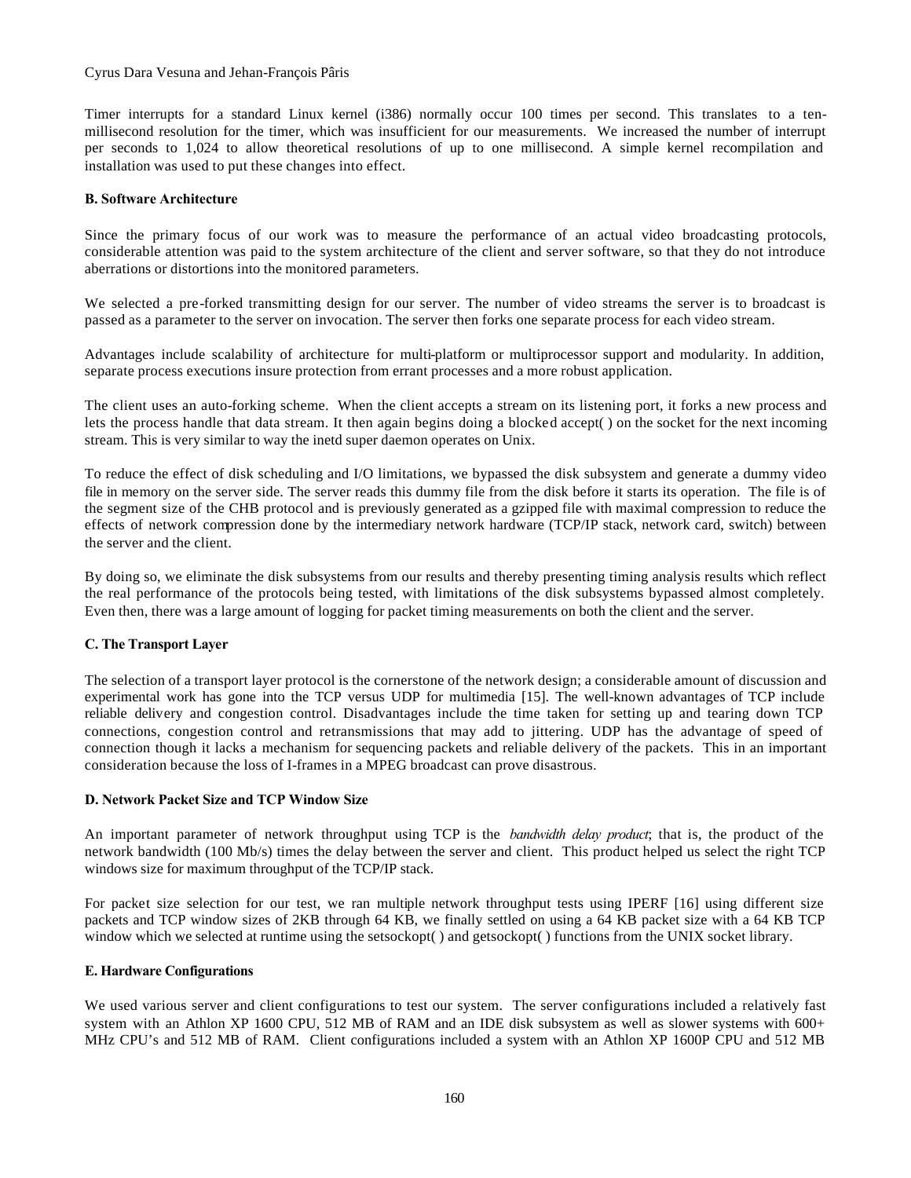Timer interrupts for a standard Linux kernel (i386) normally occur 100 times per second. This translates to a ten-millisecond resolution for the timer, which was insufficient for our measurements. We increased the number of interrupt per seconds to 1,024 to allow theoretical resolutions of up to one millisecond. A simple kernel recompilation and installation was used to put these changes into effect.

**B. Software Architecture**

Since the primary focus of our work was to measure the performance of an actual video broadcasting protocols, considerable attention was paid to the system architecture of the client and server software, so that they do not introduce aberrations or distortions into the monitored parameters.

We selected a pre-forked transmitting design for our server. The number of video streams the server is to broadcast is passed as a parameter to the server on invocation. The server then forks one separate process for each video stream.

Advantages include scalability of architecture for multi-platform or multiprocessor support and modularity. In addition, separate process executions insure protection from errant processes and a more robust application.

The client uses an auto-forking scheme. When the client accepts a stream on its listening port, it forks a new process and lets the process handle that data stream. It then again begins doing a blocked accept( ) on the socket for the next incoming stream. This is very similar to way the inetd super daemon operates on Unix.

To reduce the effect of disk scheduling and I/O limitations, we bypassed the disk subsystem and generate a dummy video file in memory on the server side. The server reads this dummy file from the disk before it starts its operation. The file is of the segment size of the CHB protocol and is previously generated as a gzipped file with maximal compression to reduce the effects of network compression done by the intermediary network hardware (TCP/IP stack, network card, switch) between the server and the client.

By doing so, we eliminate the disk subsystems from our results and thereby presenting timing analysis results which reflect the real performance of the protocols being tested, with limitations of the disk subsystems bypassed almost completely. Even then, there was a large amount of logging for packet timing measurements on both the client and the server.

**C. The Transport Layer**

The selection of a transport layer protocol is the cornerstone of the network design; a considerable amount of discussion and experimental work has gone into the TCP versus UDP for multimedia [15]. The well-known advantages of TCP include reliable delivery and congestion control. Disadvantages include the time taken for setting up and tearing down TCP connections, congestion control and retransmissions that may add to jittering. UDP has the advantage of speed of connection though it lacks a mechanism for sequencing packets and reliable delivery of the packets. This in an important consideration because the loss of I-frames in a MPEG broadcast can prove disastrous.

**D. Network Packet Size and TCP Window Size**

An important parameter of network throughput using TCP is the *bandwidth delay product*; that is, the product of the network bandwidth (100 Mb/s) times the delay between the server and client. This product helped us select the right TCP windows size for maximum throughput of the TCP/IP stack.

For packet size selection for our test, we ran multiple network throughput tests using IPERF [16] using different size packets and TCP window sizes of 2KB through 64 KB, we finally settled on using a 64 KB packet size with a 64 KB TCP window which we selected at runtime using the setsockopt( ) and getsockopt( ) functions from the UNIX socket library.

**E. Hardware Configurations**

We used various server and client configurations to test our system. The server configurations included a relatively fast system with an Athlon XP 1600 CPU, 512 MB of RAM and an IDE disk subsystem as well as slower systems with 600+ MHz CPU's and 512 MB of RAM. Client configurations included a system with an Athlon XP 1600P CPU and 512 MB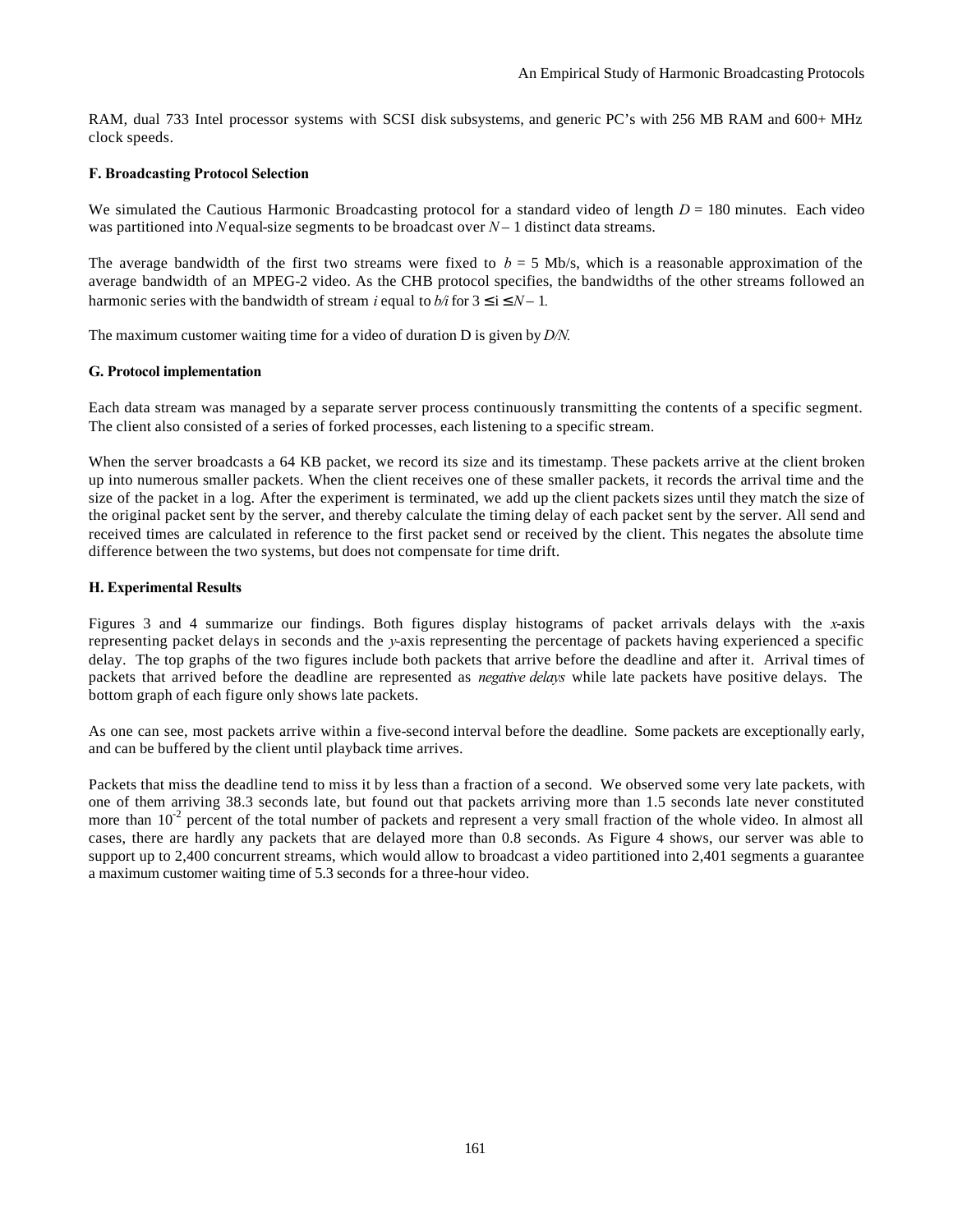RAM, dual 733 Intel processor systems with SCSI disk subsystems, and generic PC's with 256 MB RAM and 600+ MHz clock speeds.

#### F. Broadcasting Protocol Selection

We simulated the Cautious Harmonic Broadcasting protocol for a standard video of length $D = 180$ minutes. Each video was partitioned into $N$ equal-size segments to be broadcast over $N - 1$ distinct data streams.

The average bandwidth of the first two streams were fixed to $b = 5$ Mb/s, which is a reasonable approximation of the average bandwidth of an MPEG-2 video. As the CHB protocol specifies, the bandwidths of the other streams followed an harmonic series with the bandwidth of stream $i$ equal to $b/i$ for $3 \leq i \leq N - 1$.

The maximum customer waiting time for a video of duration D is given by $D/N$.

#### G. Protocol implementation

Each data stream was managed by a separate server process continuously transmitting the contents of a specific segment. The client also consisted of a series of forked processes, each listening to a specific stream.

When the server broadcasts a 64 KB packet, we record its size and its timestamp. These packets arrive at the client broken up into numerous smaller packets. When the client receives one of these smaller packets, it records the arrival time and the size of the packet in a log. After the experiment is terminated, we add up the client packets sizes until they match the size of the original packet sent by the server, and thereby calculate the timing delay of each packet sent by the server. All send and received times are calculated in reference to the first packet send or received by the client. This negates the absolute time difference between the two systems, but does not compensate for time drift.

#### H. Experimental Results

Figures 3 and 4 summarize our findings. Both figures display histograms of packet arrivals delays with the $x$-axis representing packet delays in seconds and the $y$-axis representing the percentage of packets having experienced a specific delay. The top graphs of the two figures include both packets that arrive before the deadline and after it. Arrival times of packets that arrived before the deadline are represented as *negative delays* while late packets have positive delays. The bottom graph of each figure only shows late packets.

As one can see, most packets arrive within a five-second interval before the deadline. Some packets are exceptionally early, and can be buffered by the client until playback time arrives.

Packets that miss the deadline tend to miss it by less than a fraction of a second. We observed some very late packets, with one of them arriving 38.3 seconds late, but found out that packets arriving more than 1.5 seconds late never constituted more than $10^{-2}$ percent of the total number of packets and represent a very small fraction of the whole video. In almost all cases, there are hardly any packets that are delayed more than 0.8 seconds. As Figure 4 shows, our server was able to support up to 2,400 concurrent streams, which would allow to broadcast a video partitioned into 2,401 segments a guarantee a maximum customer waiting time of 5.3 seconds for a three-hour video.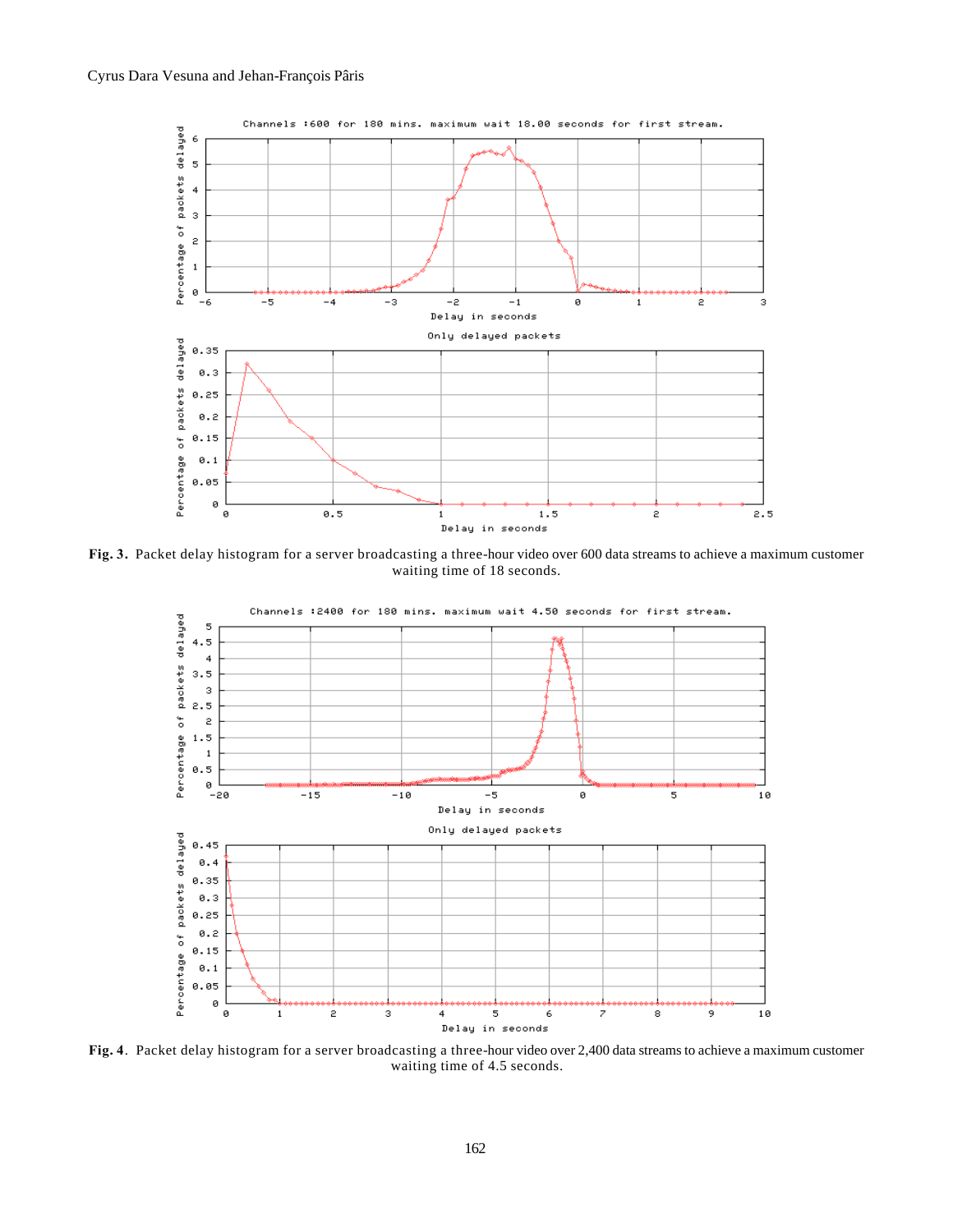**Fig. 3.** Packet delay histogram for a server broadcasting a three-hour video over 600 data streams to achieve a maximum customer waiting time of 18 seconds.

**Fig. 4**. Packet delay histogram for a server broadcasting a three-hour video over 2,400 data streams to achieve a maximum customer waiting time of 4.5 seconds.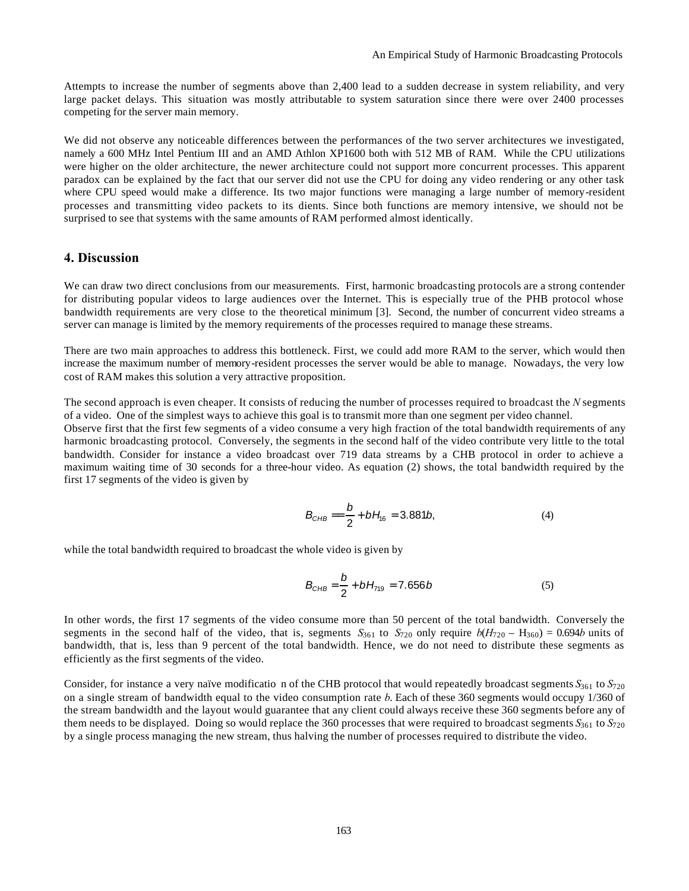Attempts to increase the number of segments above than 2,400 lead to a sudden decrease in system reliability, and very large packet delays. This situation was mostly attributable to system saturation since there were over 2400 processes competing for the server main memory.

We did not observe any noticeable differences between the performances of the two server architectures we investigated, namely a 600 MHz Intel Pentium III and an AMD Athlon XP1600 both with 512 MB of RAM. While the CPU utilizations were higher on the older architecture, the newer architecture could not support more concurrent processes. This apparent paradox can be explained by the fact that our server did not use the CPU for doing any video rendering or any other task where CPU speed would make a difference. Its two major functions were managing a large number of memory-resident processes and transmitting video packets to its dients. Since both functions are memory intensive, we should not be surprised to see that systems with the same amounts of RAM performed almost identically.

## 4. Discussion

We can draw two direct conclusions from our measurements. First, harmonic broadcasting protocols are a strong contender for distributing popular videos to large audiences over the Internet. This is especially true of the PHB protocol whose bandwidth requirements are very close to the theoretical minimum [3]. Second, the number of concurrent video streams a server can manage is limited by the memory requirements of the processes required to manage these streams.

There are two main approaches to address this bottleneck. First, we could add more RAM to the server, which would then increase the maximum number of memory-resident processes the server would be able to manage. Nowadays, the very low cost of RAM makes this solution a very attractive proposition.

The second approach is even cheaper. It consists of reducing the number of processes required to broadcast the $N$ segments of a video. One of the simplest ways to achieve this goal is to transmit more than one segment per video channel.
Observe first that the first few segments of a video consume a very high fraction of the total bandwidth requirements of any harmonic broadcasting protocol. Conversely, the segments in the second half of the video contribute very little to the total bandwidth. Consider for instance a video broadcast over 719 data streams by a CHB protocol in order to achieve a maximum waiting time of 30 seconds for a three-hour video. As equation (2) shows, the total bandwidth required by the first 17 segments of the video is given by

$$B_{CHB} = \frac{b}{2} + bH_{16} = 3.881b, \tag{4}$$

while the total bandwidth required to broadcast the whole video is given by

$$B_{CHB} = \frac{b}{2} + bH_{719} = 7.656b \tag{5}$$

In other words, the first 17 segments of the video consume more than 50 percent of the total bandwidth. Conversely the segments in the second half of the video, that is, segments $S_{361}$ to $S_{720}$ only require $b(H_{720} - H_{360}) = 0.694b$ units of bandwidth, that is, less than 9 percent of the total bandwidth. Hence, we do not need to distribute these segments as efficiently as the first segments of the video.

Consider, for instance a very naïve modificatio n of the CHB protocol that would repeatedly broadcast segments $S_{361}$ to $S_{720}$ on a single stream of bandwidth equal to the video consumption rate $b$. Each of these 360 segments would occupy 1/360 of the stream bandwidth and the layout would guarantee that any client could always receive these 360 segments before any of them needs to be displayed. Doing so would replace the 360 processes that were required to broadcast segments $S_{361}$ to $S_{720}$ by a single process managing the new stream, thus halving the number of processes required to distribute the video.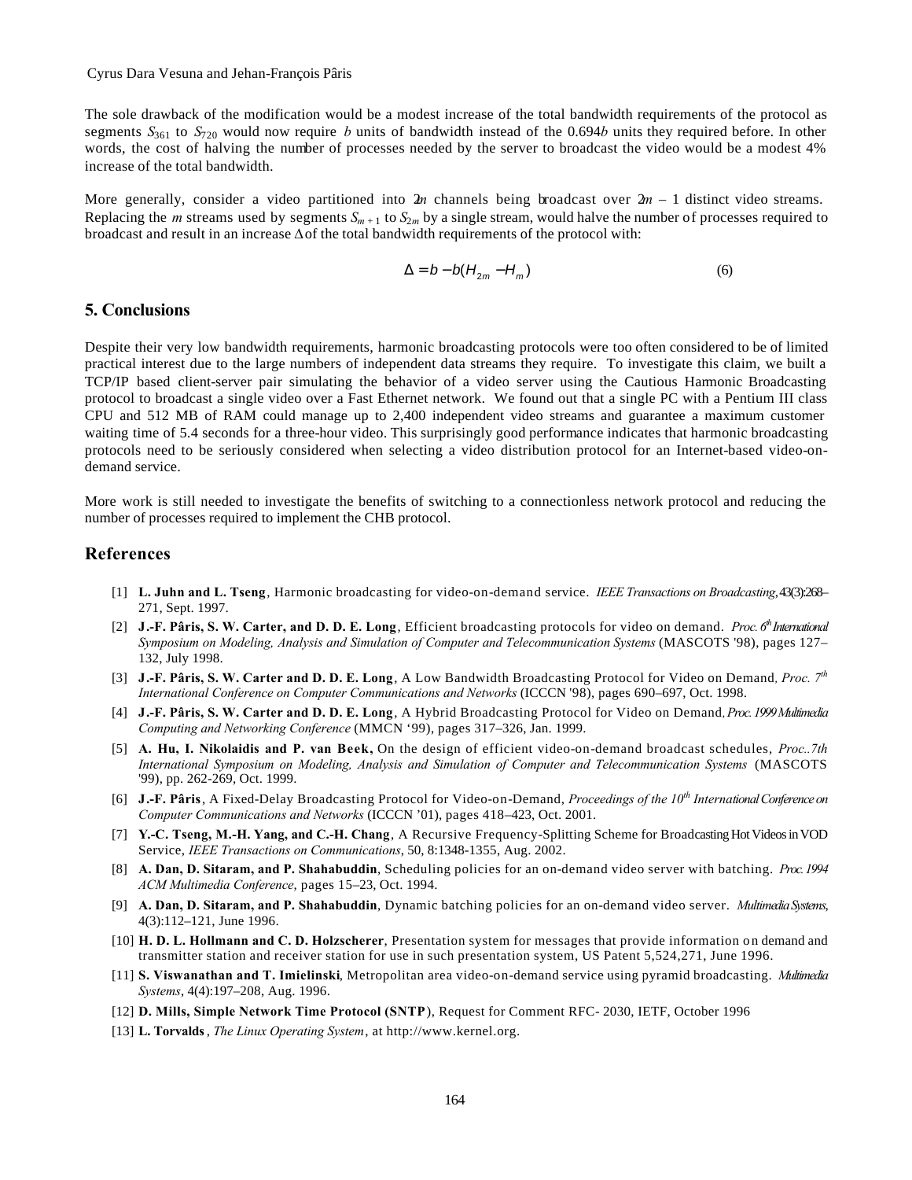The sole drawback of the modification would be a modest increase of the total bandwidth requirements of the protocol as segments $S_{361}$ to $S_{720}$ would now require $b$ units of bandwidth instead of the $0.694b$ units they required before. In other words, the cost of halving the number of processes needed by the server to broadcast the video would be a modest 4% increase of the total bandwidth.

More generally, consider a video partitioned into $2m$ channels being broadcast over $2m - 1$ distinct video streams. Replacing the $m$ streams used by segments $S_{m+1}$ to $S_{2m}$ by a single stream, would halve the number of processes required to broadcast and result in an increase $\Delta$ of the total bandwidth requirements of the protocol with:

$$\Delta = b - b(H_{2m} - H_m) \qquad (6)$$

## 5. Conclusions

Despite their very low bandwidth requirements, harmonic broadcasting protocols were too often considered to be of limited practical interest due to the large numbers of independent data streams they require. To investigate this claim, we built a TCP/IP based client-server pair simulating the behavior of a video server using the Cautious Harmonic Broadcasting protocol to broadcast a single video over a Fast Ethernet network. We found out that a single PC with a Pentium III class CPU and 512 MB of RAM could manage up to 2,400 independent video streams and guarantee a maximum customer waiting time of 5.4 seconds for a three-hour video. This surprisingly good performance indicates that harmonic broadcasting protocols need to be seriously considered when selecting a video distribution protocol for an Internet-based video-on-demand service.

More work is still needed to investigate the benefits of switching to a connectionless network protocol and reducing the number of processes required to implement the CHB protocol.

## References

[1] **L. Juhn and L. Tseng**, Harmonic broadcasting for video-on-demand service. *IEEE Transactions on Broadcasting*, 43(3):268–271, Sept. 1997.

[2] **J.-F. Pâris, S. W. Carter, and D. D. E. Long**, Efficient broadcasting protocols for video on demand. *Proc. 6th International Symposium on Modeling, Analysis and Simulation of Computer and Telecommunication Systems* (MASCOTS '98), pages 127–132, July 1998.

[3] **J.-F. Pâris, S. W. Carter and D. D. E. Long**, A Low Bandwidth Broadcasting Protocol for Video on Demand*, Proc. 7th International Conference on Computer Communications and Networks* (ICCCN '98), pages 690–697, Oct. 1998.

[4] **J.-F. Pâris, S. W. Carter and D. D. E. Long**, A Hybrid Broadcasting Protocol for Video on Demand*, Proc. 1999 Multimedia Computing and Networking Conference* (MMCN '99), pages 317–326, Jan. 1999.

[5] **A. Hu, I. Nikolaidis and P. van Beek,** On the design of efficient video-on-demand broadcast schedules, *Proc..7th International Symposium on Modeling, Analysis and Simulation of Computer and Telecommunication Systems* (MASCOTS '99), pp. 262-269, Oct. 1999.

[6] **J.-F. Pâris**, A Fixed-Delay Broadcasting Protocol for Video-on-Demand, *Proceedings of the 10th International Conference on Computer Communications and Networks* (ICCCN '01), pages 418–423, Oct. 2001.

[7] **Y.-C. Tseng, M.-H. Yang, and C.-H. Chang**, A Recursive Frequency-Splitting Scheme for Broadcasting Hot Videos in VOD Service, *IEEE Transactions on Communications*, 50, 8:1348-1355, Aug. 2002.

[8] **A. Dan, D. Sitaram, and P. Shahabuddin**, Scheduling policies for an on-demand video server with batching. *Proc. 1994 ACM Multimedia Conference*, pages 15–23, Oct. 1994.

[9] **A. Dan, D. Sitaram, and P. Shahabuddin**, Dynamic batching policies for an on-demand video server. *Multimedia Systems*, 4(3):112–121, June 1996.

[10] **H. D. L. Hollmann and C. D. Holzscherer**, Presentation system for messages that provide information on demand and transmitter station and receiver station for use in such presentation system, US Patent 5,524,271, June 1996.

[11] **S. Viswanathan and T. Imielinski**, Metropolitan area video-on-demand service using pyramid broadcasting. *Multimedia Systems*, 4(4):197–208, Aug. 1996.

[12] **D. Mills, Simple Network Time Protocol (SNTP**), Request for Comment RFC- 2030, IETF, October 1996

[13] **L. Torvalds** , *The Linux Operating System*, at http://www.kernel.org.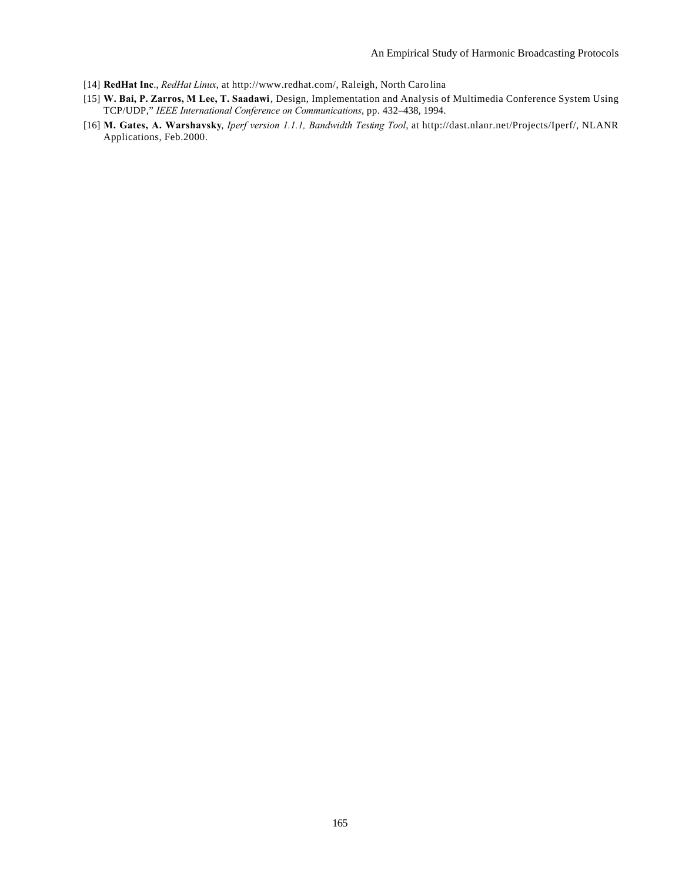[14] **RedHat Inc**., *RedHat Linux*, at http://www.redhat.com/, Raleigh, North Carolina

[15] **W. Bai, P. Zarros, M Lee, T. Saadawi**, Design, Implementation and Analysis of Multimedia Conference System Using TCP/UDP," *IEEE International Conference on Communications*, pp. 432–438, 1994.

[16] **M. Gates, A. Warshavsky**, *Iperf version 1.1.1, Bandwidth Testing Tool*, at http://dast.nlanr.net/Projects/Iperf/, NLANR Applications, Feb.2000.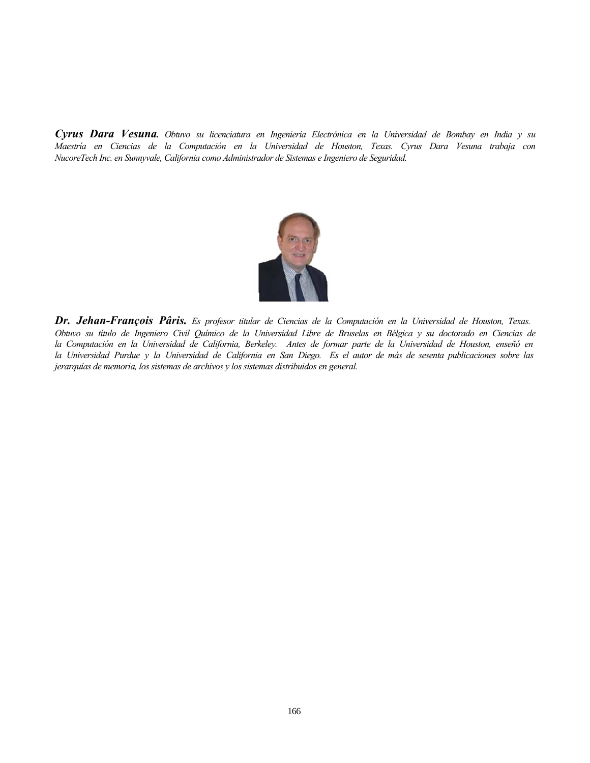***Cyrus Dara Vesuna.*** *Obtuvo su licenciatura en Ingeniería Electrónica en la Universidad de Bombay en India y su Maestría en Ciencias de la Computación en la Universidad de Houston, Texas. Cyrus Dara Vesuna trabaja con NucoreTech Inc. en Sunnyvale, California como Administrador de Sistemas e Ingeniero de Seguridad.*

***Dr. Jehan-François Pâris.*** *Es profesor titular de Ciencias de la Computación en la Universidad de Houston, Texas. Obtuvo su título de Ingeniero Civil Químico de la Universidad Libre de Bruselas en Bélgica y su doctorado en Ciencias de la Computación en la Universidad de California, Berkeley. Antes de formar parte de la Universidad de Houston, enseñó en la Universidad Purdue y la Universidad de California en San Diego. Es el autor de más de sesenta publicaciones sobre las jerarquías de memoria, los sistemas de archivos y los sistemas distribuidos en general.*